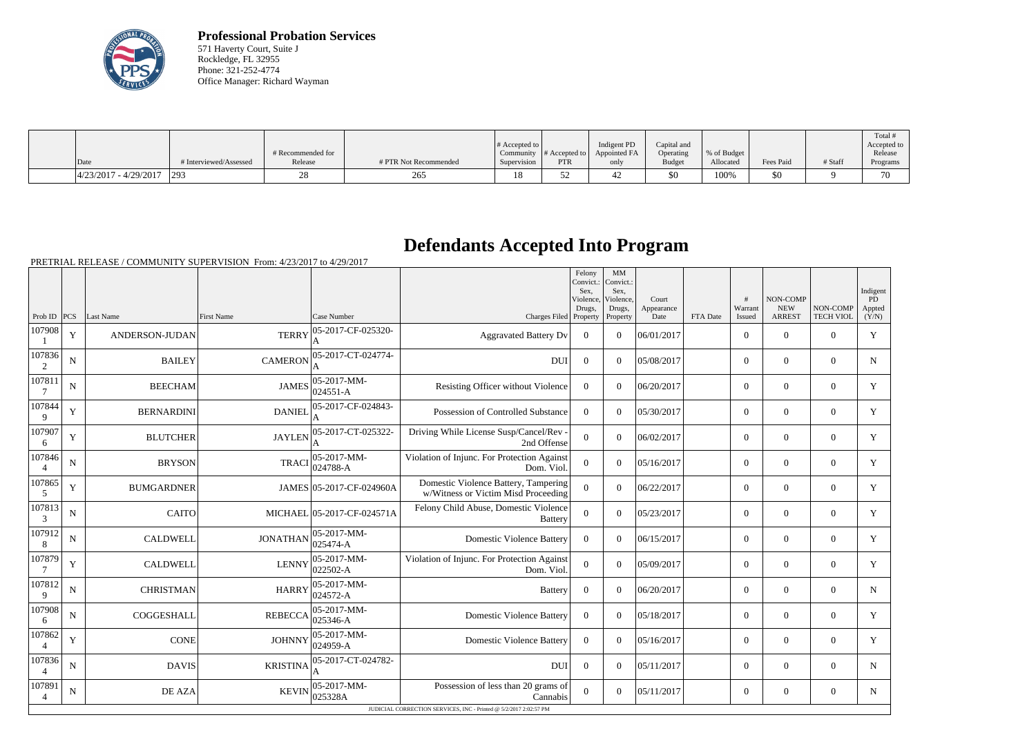**Professional Probation Services**
571 Haverty Court, Suite J
Rockledge, FL 32955
Phone: 321-252-4774
Office Manager: Richard Wayman

| Date | # Interviewed/Assessed | # Recommended for Release | # PTR Not Recommended | # Accepted to Community Supervision | # Accepted to PTR | Indigent PD Appointed FA only | Capital and Operating Budget | % of Budget Allocated | Fees Paid | # Staff | Total # Accepted to Release Programs |
|---|---|---|---|---|---|---|---|---|---|---|---|
| 4/23/2017 - 4/29/2017 | 293 | 28 | 265 | 18 | 52 | 42 | $0 | 100% | $0 | 9 | 70 |

# Defendants Accepted Into Program

PRETRIAL RELEASE / COMMUNITY SUPERVISION From: 4/23/2017 to 4/29/2017

| Prob ID | PCS | Last Name | First Name | Case Number | Charges Filed | Felony Convict.: Sex, Violence, Drugs, Property | MM Convict.: Sex, Violence, Drugs, Property | Court Appearance Date | FTA Date | # Warrant Issued | NON-COMP NEW ARREST | NON-COMP TECH VIOL | Indigent PD Appted (Y/N) |
|---|---|---|---|---|---|---|---|---|---|---|---|---|---|
| 1079081 | Y | ANDERSON-JUDAN | TERRY | 05-2017-CF-025320-A | Aggravated Battery Dv | 0 | 0 | 06/01/2017 | | 0 | 0 | 0 | Y |
| 1078362 | N | BAILEY | CAMERON | 05-2017-CT-024774-A | DUI | 0 | 0 | 05/08/2017 | | 0 | 0 | 0 | N |
| 1078117 | N | BEECHAM | JAMES | 05-2017-MM-024551-A | Resisting Officer without Violence | 0 | 0 | 06/20/2017 | | 0 | 0 | 0 | Y |
| 1078449 | Y | BERNARDINI | DANIEL | 05-2017-CF-024843-A | Possession of Controlled Substance | 0 | 0 | 05/30/2017 | | 0 | 0 | 0 | Y |
| 1079076 | Y | BLUTCHER | JAYLEN | 05-2017-CT-025322-A | Driving While License Susp/Cancel/Rev - 2nd Offense | 0 | 0 | 06/02/2017 | | 0 | 0 | 0 | Y |
| 1078464 | N | BRYSON | TRACI | 05-2017-MM-024788-A | Violation of Injunc. For Protection Against Dom. Viol. | 0 | 0 | 05/16/2017 | | 0 | 0 | 0 | Y |
| 1078655 | Y | BUMGARDNER | JAMES | 05-2017-CF-024960A | Domestic Violence Battery, Tampering w/Witness or Victim Misd Proceeding | 0 | 0 | 06/22/2017 | | 0 | 0 | 0 | Y |
| 1078133 | N | CAITO | MICHAEL | 05-2017-CF-024571A | Felony Child Abuse, Domestic Violence Battery | 0 | 0 | 05/23/2017 | | 0 | 0 | 0 | Y |
| 1079128 | N | CALDWELL | JONATHAN | 05-2017-MM-025474-A | Domestic Violence Battery | 0 | 0 | 06/15/2017 | | 0 | 0 | 0 | Y |
| 1078797 | Y | CALDWELL | LENNY | 05-2017-MM-022502-A | Violation of Injunc. For Protection Against Dom. Viol. | 0 | 0 | 05/09/2017 | | 0 | 0 | 0 | Y |
| 1078129 | N | CHRISTMAN | HARRY | 05-2017-MM-024572-A | Battery | 0 | 0 | 06/20/2017 | | 0 | 0 | 0 | N |
| 1079086 | N | COGGESHALL | REBECCA | 05-2017-MM-025346-A | Domestic Violence Battery | 0 | 0 | 05/18/2017 | | 0 | 0 | 0 | Y |
| 1078624 | Y | CONE | JOHNNY | 05-2017-MM-024959-A | Domestic Violence Battery | 0 | 0 | 05/16/2017 | | 0 | 0 | 0 | Y |
| 1078364 | N | DAVIS | KRISTINA | 05-2017-CT-024782-A | DUI | 0 | 0 | 05/11/2017 | | 0 | 0 | 0 | N |
| 1078914 | N | DE AZA | KEVIN | 05-2017-MM-025328A | Possession of less than 20 grams of Cannabis | 0 | 0 | 05/11/2017 | | 0 | 0 | 0 | N |

JUDICIAL CORRECTION SERVICES, INC - Printed @ 5/2/2017 2:02:57 PM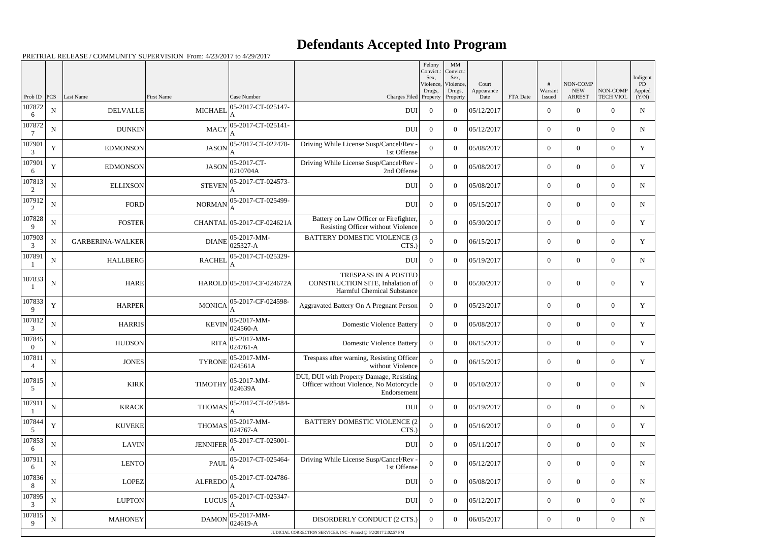# Defendants Accepted Into Program

PRETRIAL RELEASE / COMMUNITY SUPERVISION From: 4/23/2017 to 4/29/2017

| Prob ID | PCS | Last Name | First Name | Case Number | Charges Filed | Felony Convict.: Sex, Violence, Drugs, Property | MM Convict.: Sex, Violence, Drugs, Property | Court Appearance Date | FTA Date | # Warrant Issued | NON-COMP NEW ARREST | NON-COMP TECH VIOL | Indigent PD Appted (Y/N) |
|---|---|---|---|---|---|---|---|---|---|---|---|---|---|
| 1078726 | N | DELVALLE | MICHAEL | 05-2017-CT-025147-A | DUI | 0 | 0 | 05/12/2017 | | 0 | 0 | 0 | N |
| 1078727 | N | DUNKIN | MACY | 05-2017-CT-025141-A | DUI | 0 | 0 | 05/12/2017 | | 0 | 0 | 0 | N |
| 1079013 | Y | EDMONSON | JASON | 05-2017-CT-022478-A | Driving While License Susp/Cancel/Rev - 1st Offense | 0 | 0 | 05/08/2017 | | 0 | 0 | 0 | Y |
| 1079016 | Y | EDMONSON | JASON | 05-2017-CT-0210704A | Driving While License Susp/Cancel/Rev - 2nd Offense | 0 | 0 | 05/08/2017 | | 0 | 0 | 0 | Y |
| 1078132 | N | ELLIXSON | STEVEN | 05-2017-CT-024573-A | DUI | 0 | 0 | 05/08/2017 | | 0 | 0 | 0 | N |
| 1079122 | N | FORD | NORMAN | 05-2017-CT-025499-A | DUI | 0 | 0 | 05/15/2017 | | 0 | 0 | 0 | N |
| 1078289 | N | FOSTER | CHANTAL | 05-2017-CF-024621A | Battery on Law Officer or Firefighter, Resisting Officer without Violence | 0 | 0 | 05/30/2017 | | 0 | 0 | 0 | Y |
| 1079033 | N | GARBERINA-WALKER | DIANE | 05-2017-MM-025327-A | BATTERY DOMESTIC VIOLENCE (3 CTS.) | 0 | 0 | 06/15/2017 | | 0 | 0 | 0 | Y |
| 1078911 | N | HALLBERG | RACHEL | 05-2017-CT-025329-A | DUI | 0 | 0 | 05/19/2017 | | 0 | 0 | 0 | N |
| 1078331 | N | HARE | HAROLD | 05-2017-CF-024672A | TRESPASS IN A POSTED CONSTRUCTION SITE, Inhalation of Harmful Chemical Substance | 0 | 0 | 05/30/2017 | | 0 | 0 | 0 | Y |
| 1078339 | Y | HARPER | MONICA | 05-2017-CF-024598-A | Aggravated Battery On A Pregnant Person | 0 | 0 | 05/23/2017 | | 0 | 0 | 0 | Y |
| 1078123 | N | HARRIS | KEVIN | 05-2017-MM-024560-A | Domestic Violence Battery | 0 | 0 | 05/08/2017 | | 0 | 0 | 0 | Y |
| 1078450 | N | HUDSON | RITA | 05-2017-MM-024761-A | Domestic Violence Battery | 0 | 0 | 06/15/2017 | | 0 | 0 | 0 | Y |
| 1078114 | N | JONES | TYRONE | 05-2017-MM-024561A | Trespass after warning, Resisting Officer without Violence | 0 | 0 | 06/15/2017 | | 0 | 0 | 0 | Y |
| 1078155 | N | KIRK | TIMOTHY | 05-2017-MM-024639A | DUI, DUI with Property Damage, Resisting Officer without Violence, No Motorcycle Endorsement | 0 | 0 | 05/10/2017 | | 0 | 0 | 0 | N |
| 1079111 | N | KRACK | THOMAS | 05-2017-CT-025484-A | DUI | 0 | 0 | 05/19/2017 | | 0 | 0 | 0 | N |
| 1078445 | Y | KUVEKE | THOMAS | 05-2017-MM-024767-A | BATTERY DOMESTIC VIOLENCE (2 CTS.) | 0 | 0 | 05/16/2017 | | 0 | 0 | 0 | Y |
| 1078536 | N | LAVIN | JENNIFER | 05-2017-CT-025001-A | DUI | 0 | 0 | 05/11/2017 | | 0 | 0 | 0 | N |
| 1079116 | N | LENTO | PAUL | 05-2017-CT-025464-A | Driving While License Susp/Cancel/Rev - 1st Offense | 0 | 0 | 05/12/2017 | | 0 | 0 | 0 | N |
| 1078368 | N | LOPEZ | ALFREDO | 05-2017-CT-024786-A | DUI | 0 | 0 | 05/08/2017 | | 0 | 0 | 0 | N |
| 1078953 | N | LUPTON | LUCUS | 05-2017-CT-025347-A | DUI | 0 | 0 | 05/12/2017 | | 0 | 0 | 0 | N |
| 1078159 | N | MAHONEY | DAMON | 05-2017-MM-024619-A | DISORDERLY CONDUCT (2 CTS.) | 0 | 0 | 06/05/2017 | | 0 | 0 | 0 | N |

JUDICIAL CORRECTION SERVICES, INC - Printed @ 5/2/2017 2:02:57 PM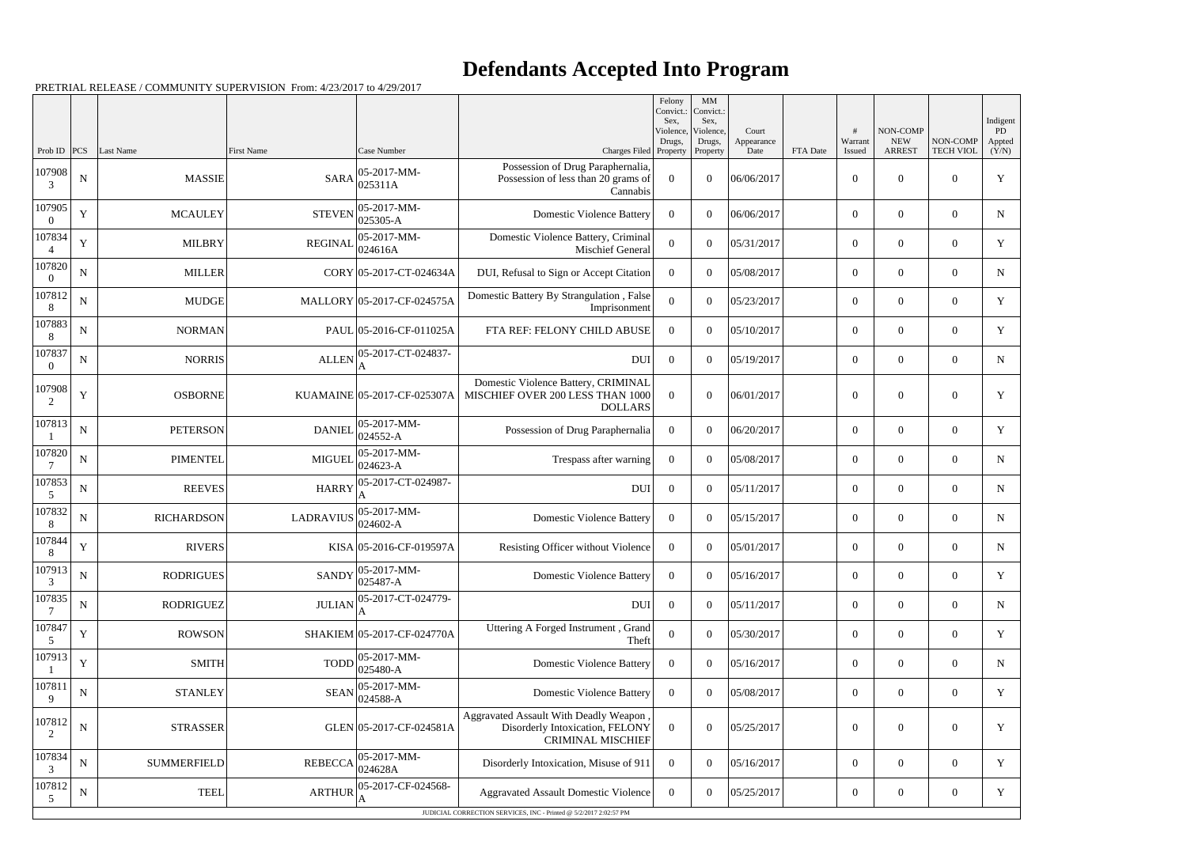# Defendants Accepted Into Program

PRETRIAL RELEASE / COMMUNITY SUPERVISION From: 4/23/2017 to 4/29/2017

| Prob ID | PCS | Last Name | First Name | Case Number | Charges Filed | Felony Convict.: Sex, Violence, Drugs, Property | MM Convict.: Sex, Violence, Drugs, Property | Court Appearance Date | FTA Date | # Warrant Issued | NON-COMP NEW ARREST | NON-COMP TECH VIOL | Indigent PD Appted (Y/N) |
|---|---|---|---|---|---|---|---|---|---|---|---|---|---|
| 1079083 | N | MASSIE | SARA | 05-2017-MM-025311A | Possession of Drug Paraphernalia, Possession of less than 20 grams of Cannabis | 0 | 0 | 06/06/2017 | | 0 | 0 | 0 | Y |
| 1079050 | Y | MCAULEY | STEVEN | 05-2017-MM-025305-A | Domestic Violence Battery | 0 | 0 | 06/06/2017 | | 0 | 0 | 0 | N |
| 1078344 | Y | MILBRY | REGINAL | 05-2017-MM-024616A | Domestic Violence Battery, Criminal Mischief General | 0 | 0 | 05/31/2017 | | 0 | 0 | 0 | Y |
| 1078200 | N | MILLER | CORY | 05-2017-CT-024634A | DUI, Refusal to Sign or Accept Citation | 0 | 0 | 05/08/2017 | | 0 | 0 | 0 | N |
| 1078128 | N | MUDGE | MALLORY | 05-2017-CF-024575A | Domestic Battery By Strangulation , False Imprisonment | 0 | 0 | 05/23/2017 | | 0 | 0 | 0 | Y |
| 1078838 | N | NORMAN | PAUL | 05-2016-CF-011025A | FTA REF: FELONY CHILD ABUSE | 0 | 0 | 05/10/2017 | | 0 | 0 | 0 | Y |
| 1078370 | N | NORRIS | ALLEN | 05-2017-CT-024837-A | DUI | 0 | 0 | 05/19/2017 | | 0 | 0 | 0 | N |
| 1079082 | Y | OSBORNE | KUAMAINE | 05-2017-CF-025307A | Domestic Violence Battery, CRIMINAL MISCHIEF OVER 200 LESS THAN 1000 DOLLARS | 0 | 0 | 06/01/2017 | | 0 | 0 | 0 | Y |
| 1078131 | N | PETERSON | DANIEL | 05-2017-MM-024552-A | Possession of Drug Paraphernalia | 0 | 0 | 06/20/2017 | | 0 | 0 | 0 | Y |
| 1078207 | N | PIMENTEL | MIGUEL | 05-2017-MM-024623-A | Trespass after warning | 0 | 0 | 05/08/2017 | | 0 | 0 | 0 | N |
| 1078535 | N | REEVES | HARRY | 05-2017-CT-024987-A | DUI | 0 | 0 | 05/11/2017 | | 0 | 0 | 0 | N |
| 1078328 | N | RICHARDSON | LADRAVIUS | 05-2017-MM-024602-A | Domestic Violence Battery | 0 | 0 | 05/15/2017 | | 0 | 0 | 0 | N |
| 1078448 | Y | RIVERS | KISA | 05-2016-CF-019597A | Resisting Officer without Violence | 0 | 0 | 05/01/2017 | | 0 | 0 | 0 | N |
| 1079133 | N | RODRIGUES | SANDY | 05-2017-MM-025487-A | Domestic Violence Battery | 0 | 0 | 05/16/2017 | | 0 | 0 | 0 | Y |
| 1078357 | N | RODRIGUEZ | JULIAN | 05-2017-CT-024779-A | DUI | 0 | 0 | 05/11/2017 | | 0 | 0 | 0 | N |
| 1078475 | Y | ROWSON | SHAKIEM | 05-2017-CF-024770A | Uttering A Forged Instrument , Grand Theft | 0 | 0 | 05/30/2017 | | 0 | 0 | 0 | Y |
| 1079131 | Y | SMITH | TODD | 05-2017-MM-025480-A | Domestic Violence Battery | 0 | 0 | 05/16/2017 | | 0 | 0 | 0 | N |
| 1078119 | N | STANLEY | SEAN | 05-2017-MM-024588-A | Domestic Violence Battery | 0 | 0 | 05/08/2017 | | 0 | 0 | 0 | Y |
| 1078122 | N | STRASSER | GLEN | 05-2017-CF-024581A | Aggravated Assault With Deadly Weapon , Disorderly Intoxication, FELONY CRIMINAL MISCHIEF | 0 | 0 | 05/25/2017 | | 0 | 0 | 0 | Y |
| 1078343 | N | SUMMERFIELD | REBECCA | 05-2017-MM-024628A | Disorderly Intoxication, Misuse of 911 | 0 | 0 | 05/16/2017 | | 0 | 0 | 0 | Y |
| 1078125 | N | TEEL | ARTHUR | 05-2017-CF-024568-A | Aggravated Assault Domestic Violence | 0 | 0 | 05/25/2017 | | 0 | 0 | 0 | Y |

JUDICIAL CORRECTION SERVICES, INC - Printed @ 5/2/2017 2:02:57 PM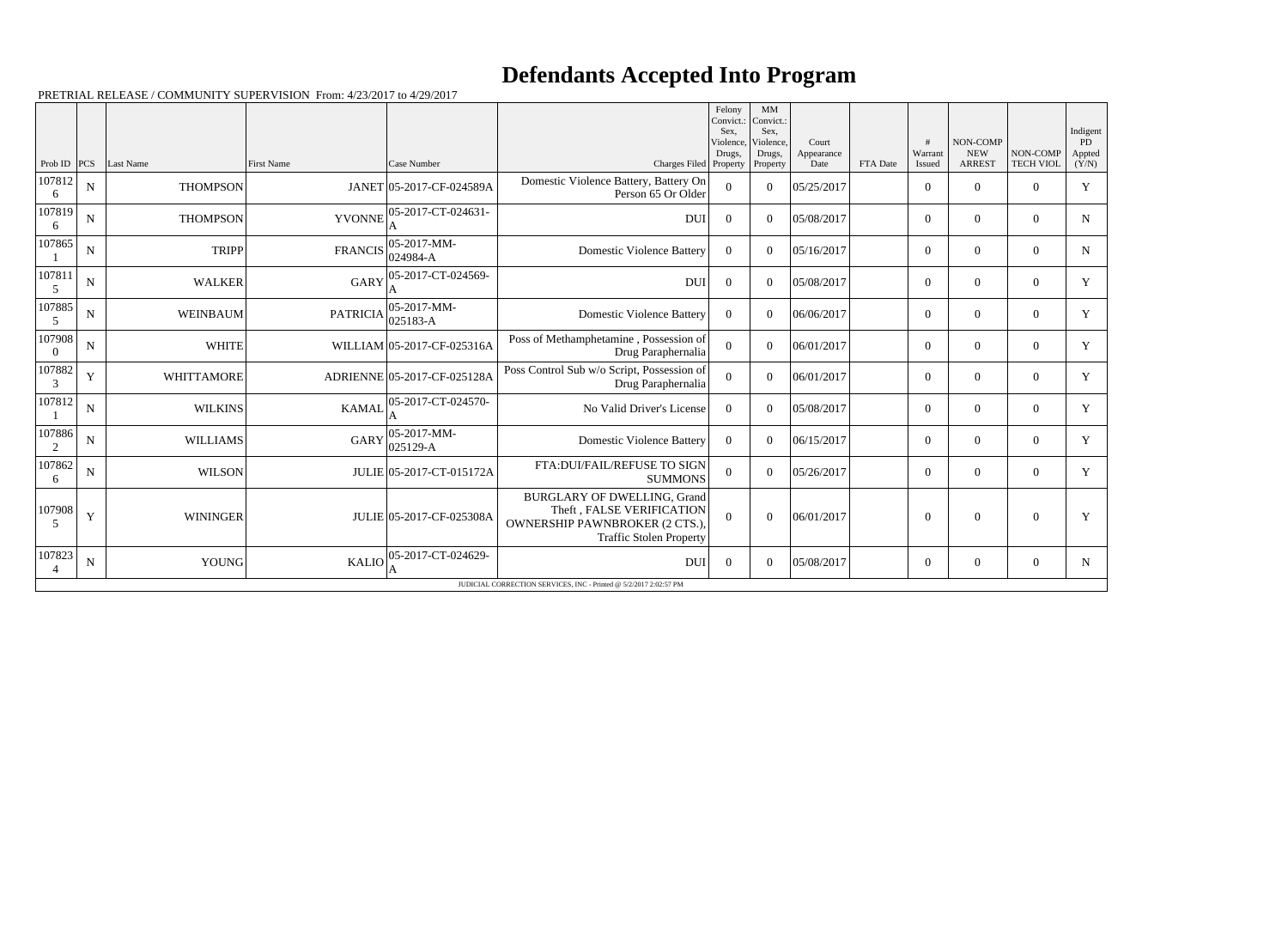# Defendants Accepted Into Program

PRETRIAL RELEASE / COMMUNITY SUPERVISION From: 4/23/2017 to 4/29/2017

| Prob ID | PCS | Last Name | First Name | Case Number | Charges Filed | Felony Convict.: Sex, Violence, Drugs, Property | MM Convict.: Sex, Violence, Drugs, Property | Court Appearance Date | FTA Date | # Warrant Issued | NON-COMP NEW ARREST | NON-COMP TECH VIOL | Indigent PD Appted (Y/N) |
|---|---|---|---|---|---|---|---|---|---|---|---|---|---|
| 1078126 | N | THOMPSON | JANET | 05-2017-CF-024589A | Domestic Violence Battery, Battery On Person 65 Or Older | 0 | 0 | 05/25/2017 | | 0 | 0 | 0 | Y |
| 1078196 | N | THOMPSON | YVONNE | 05-2017-CT-024631-A | DUI | 0 | 0 | 05/08/2017 | | 0 | 0 | 0 | N |
| 1078651 | N | TRIPP | FRANCIS | 05-2017-MM-024984-A | Domestic Violence Battery | 0 | 0 | 05/16/2017 | | 0 | 0 | 0 | N |
| 1078115 | N | WALKER | GARY | 05-2017-CT-024569-A | DUI | 0 | 0 | 05/08/2017 | | 0 | 0 | 0 | Y |
| 1078855 | N | WEINBAUM | PATRICIA | 05-2017-MM-025183-A | Domestic Violence Battery | 0 | 0 | 06/06/2017 | | 0 | 0 | 0 | Y |
| 1079080 | N | WHITE | WILLIAM | 05-2017-CF-025316A | Poss of Methamphetamine , Possession of Drug Paraphernalia | 0 | 0 | 06/01/2017 | | 0 | 0 | 0 | Y |
| 1078823 | Y | WHITTAMORE | ADRIENNE | 05-2017-CF-025128A | Poss Control Sub w/o Script, Possession of Drug Paraphernalia | 0 | 0 | 06/01/2017 | | 0 | 0 | 0 | Y |
| 1078121 | N | WILKINS | KAMAL | 05-2017-CT-024570-A | No Valid Driver's License | 0 | 0 | 05/08/2017 | | 0 | 0 | 0 | Y |
| 1078862 | N | WILLIAMS | GARY | 05-2017-MM-025129-A | Domestic Violence Battery | 0 | 0 | 06/15/2017 | | 0 | 0 | 0 | Y |
| 1078626 | N | WILSON | JULIE | 05-2017-CT-015172A | FTA:DUI/FAIL/REFUSE TO SIGN SUMMONS | 0 | 0 | 05/26/2017 | | 0 | 0 | 0 | Y |
| 1079085 | Y | WININGER | JULIE | 05-2017-CF-025308A | BURGLARY OF DWELLING, Grand Theft , FALSE VERIFICATION OWNERSHIP PAWNBROKER (2 CTS.), Traffic Stolen Property | 0 | 0 | 06/01/2017 | | 0 | 0 | 0 | Y |
| 1078234 | N | YOUNG | KALIO | 05-2017-CT-024629-A | DUI | 0 | 0 | 05/08/2017 | | 0 | 0 | 0 | N |

JUDICIAL CORRECTION SERVICES, INC - Printed @ 5/2/2017 2:02:57 PM